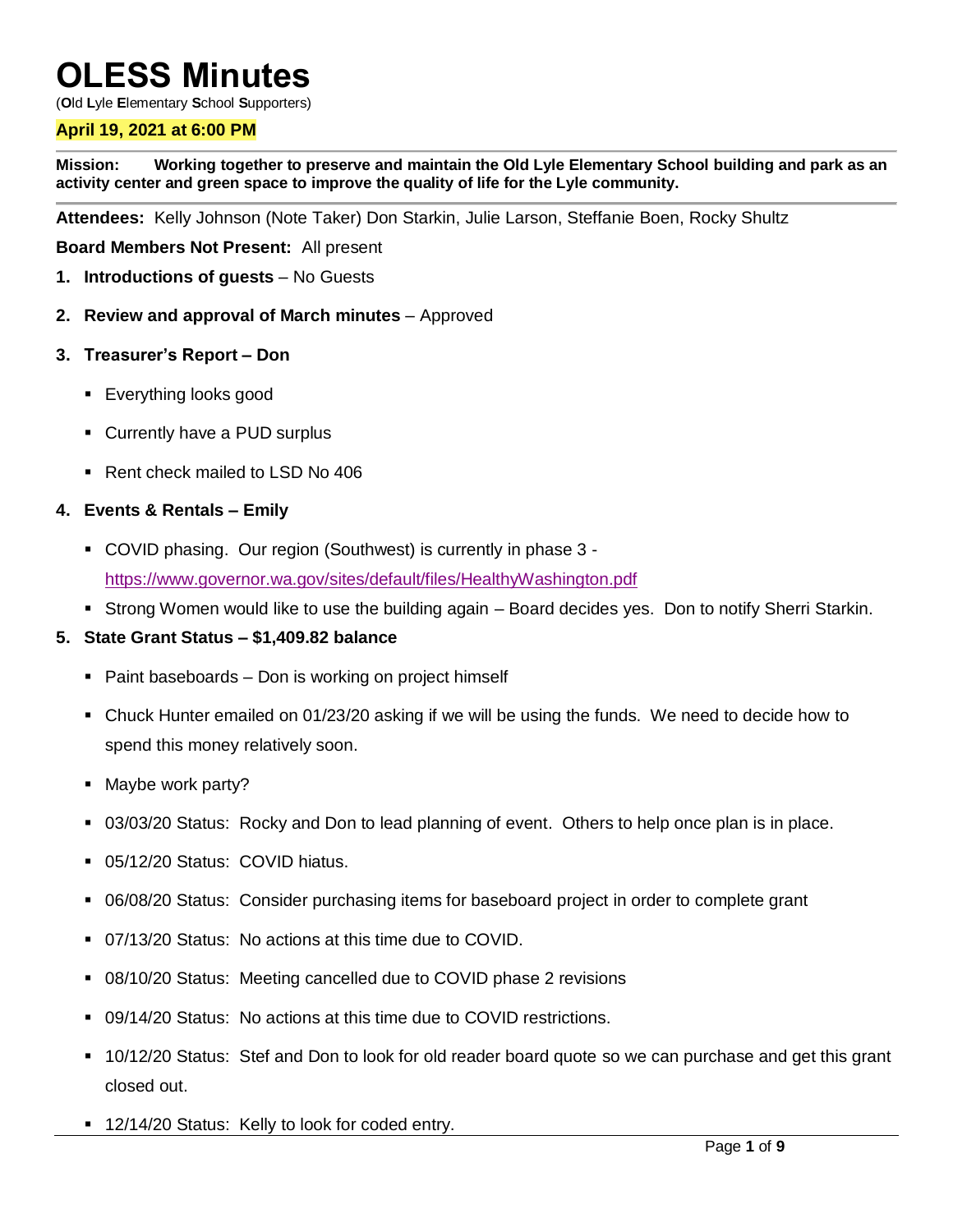# OLESS Minutes

(**O**ld **L**yle **E**lementary **S**chool **S**upporters)

**April 19, 2021 at 6:00 PM**

**Mission: Working together to preserve and maintain the Old Lyle Elementary School building and park as an activity center and green space to improve the quality of life for the Lyle community.**

**Attendees:** Kelly Johnson (Note Taker) Don Starkin, Julie Larson, Steffanie Boen, Rocky Shultz

**Board Members Not Present:** All present

1. **Introductions of guests** – No Guests
2. **Review and approval of March minutes** – Approved
3. **Treasurer's Report – Don**
   - Everything looks good
   - Currently have a PUD surplus
   - Rent check mailed to LSD No 406
4. **Events & Rentals – Emily**
   - COVID phasing. Our region (Southwest) is currently in phase 3 - https://www.governor.wa.gov/sites/default/files/HealthyWashington.pdf
   - Strong Women would like to use the building again – Board decides yes. Don to notify Sherri Starkin.
5. **State Grant Status – $1,409.82 balance**
   - Paint baseboards – Don is working on project himself
   - Chuck Hunter emailed on 01/23/20 asking if we will be using the funds. We need to decide how to spend this money relatively soon.
   - Maybe work party?
   - 03/03/20 Status: Rocky and Don to lead planning of event. Others to help once plan is in place.
   - 05/12/20 Status: COVID hiatus.
   - 06/08/20 Status: Consider purchasing items for baseboard project in order to complete grant
   - 07/13/20 Status: No actions at this time due to COVID.
   - 08/10/20 Status: Meeting cancelled due to COVID phase 2 revisions
   - 09/14/20 Status: No actions at this time due to COVID restrictions.
   - 10/12/20 Status: Stef and Don to look for old reader board quote so we can purchase and get this grant closed out.
   - 12/14/20 Status: Kelly to look for coded entry.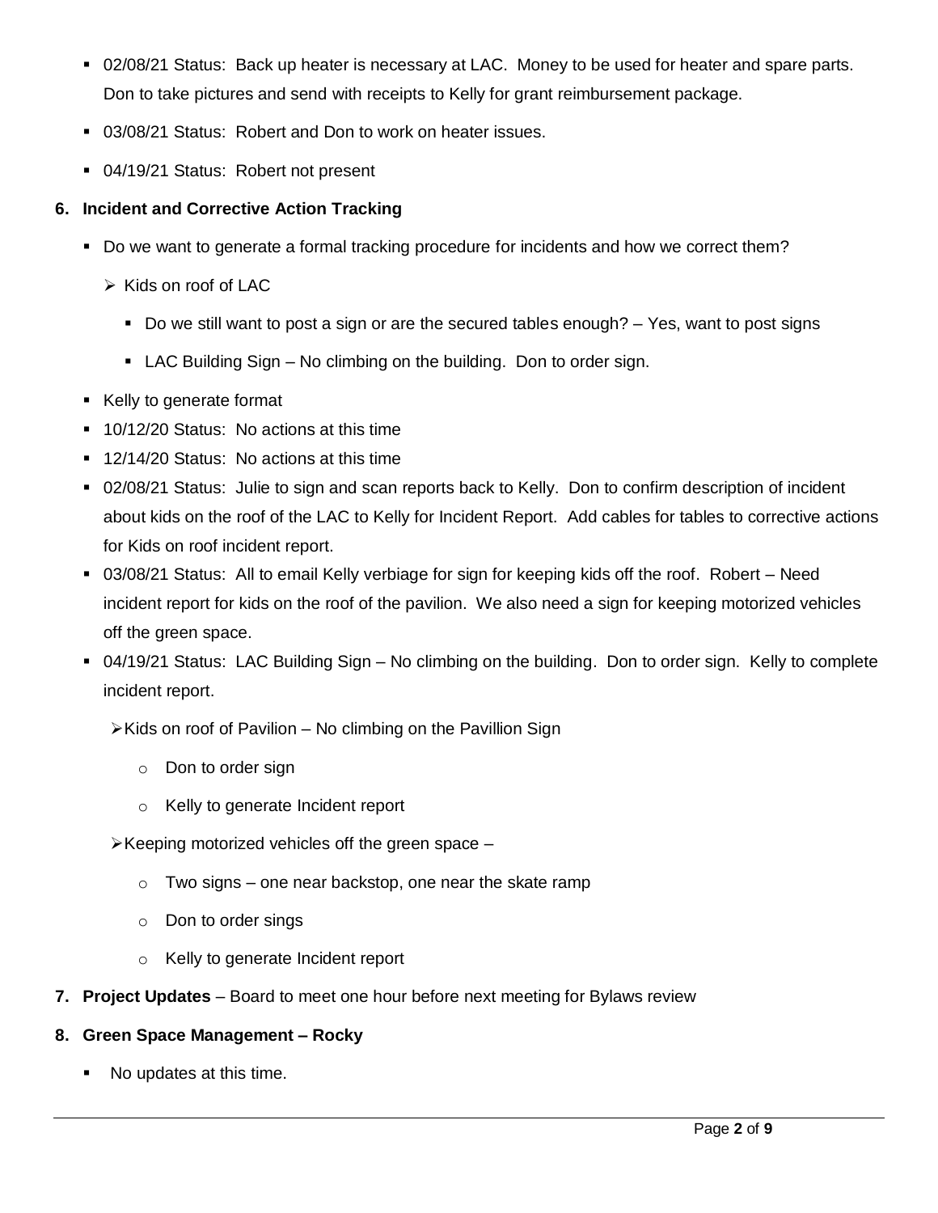- 02/08/21 Status: Back up heater is necessary at LAC. Money to be used for heater and spare parts. Don to take pictures and send with receipts to Kelly for grant reimbursement package.
- 03/08/21 Status: Robert and Don to work on heater issues.
- 04/19/21 Status: Robert not present

**6. Incident and Corrective Action Tracking**

- Do we want to generate a formal tracking procedure for incidents and how we correct them?
  - Kids on roof of LAC
    - Do we still want to post a sign or are the secured tables enough? – Yes, want to post signs
    - LAC Building Sign – No climbing on the building. Don to order sign.
- Kelly to generate format
- 10/12/20 Status: No actions at this time
- 12/14/20 Status: No actions at this time
- 02/08/21 Status: Julie to sign and scan reports back to Kelly. Don to confirm description of incident about kids on the roof of the LAC to Kelly for Incident Report. Add cables for tables to corrective actions for Kids on roof incident report.
- 03/08/21 Status: All to email Kelly verbiage for sign for keeping kids off the roof. Robert – Need incident report for kids on the roof of the pavilion. We also need a sign for keeping motorized vehicles off the green space.
- 04/19/21 Status: LAC Building Sign – No climbing on the building. Don to order sign. Kelly to complete incident report.
  - Kids on roof of Pavilion – No climbing on the Pavillion Sign
    - Don to order sign
    - Kelly to generate Incident report
  - Keeping motorized vehicles off the green space –
    - Two signs – one near backstop, one near the skate ramp
    - Don to order sings
    - Kelly to generate Incident report

**7. Project Updates** – Board to meet one hour before next meeting for Bylaws review

**8. Green Space Management – Rocky**

- No updates at this time.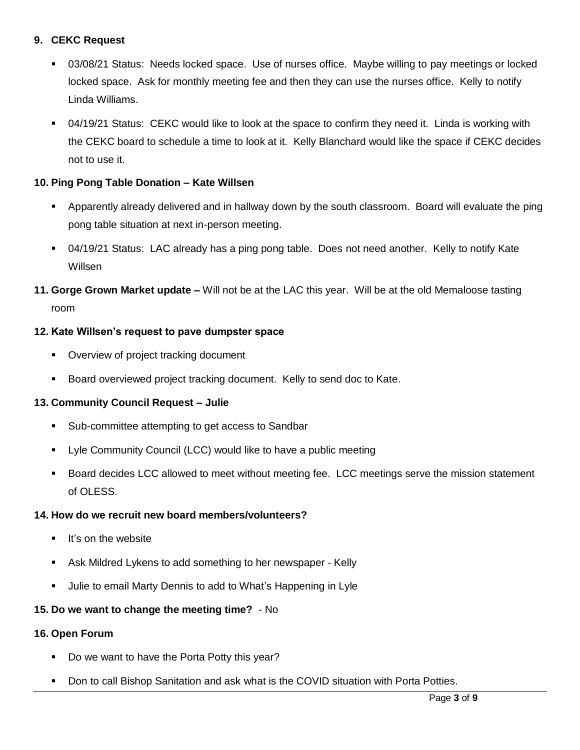**9. CEKC Request**

- 03/08/21 Status: Needs locked space. Use of nurses office. Maybe willing to pay meetings or locked locked space. Ask for monthly meeting fee and then they can use the nurses office. Kelly to notify Linda Williams.
- 04/19/21 Status: CEKC would like to look at the space to confirm they need it. Linda is working with the CEKC board to schedule a time to look at it. Kelly Blanchard would like the space if CEKC decides not to use it.

**10. Ping Pong Table Donation – Kate Willsen**

- Apparently already delivered and in hallway down by the south classroom. Board will evaluate the ping pong table situation at next in-person meeting.
- 04/19/21 Status: LAC already has a ping pong table. Does not need another. Kelly to notify Kate Willsen

**11. Gorge Grown Market update –** Will not be at the LAC this year. Will be at the old Memaloose tasting room

**12. Kate Willsen's request to pave dumpster space**

- Overview of project tracking document
- Board overviewed project tracking document. Kelly to send doc to Kate.

**13. Community Council Request – Julie**

- Sub-committee attempting to get access to Sandbar
- Lyle Community Council (LCC) would like to have a public meeting
- Board decides LCC allowed to meet without meeting fee. LCC meetings serve the mission statement of OLESS.

**14. How do we recruit new board members/volunteers?**

- It's on the website
- Ask Mildred Lykens to add something to her newspaper - Kelly
- Julie to email Marty Dennis to add to What's Happening in Lyle

**15. Do we want to change the meeting time?** - No

**16. Open Forum**

- Do we want to have the Porta Potty this year?
- Don to call Bishop Sanitation and ask what is the COVID situation with Porta Potties.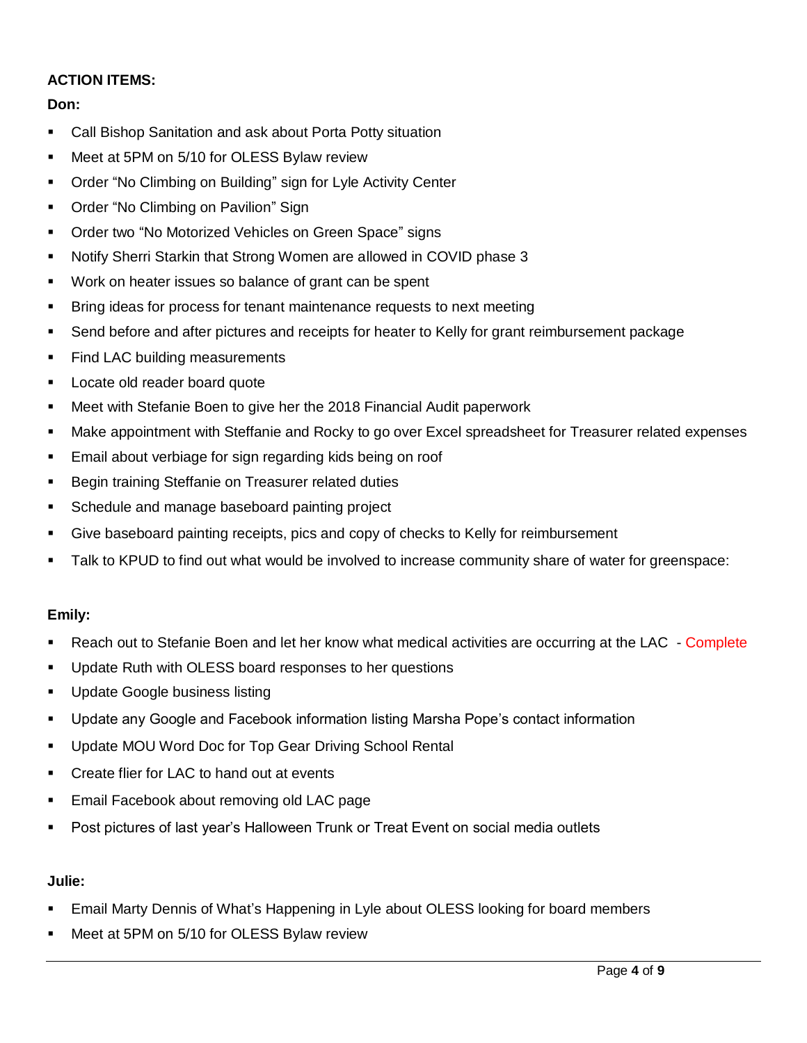**ACTION ITEMS:**

**Don:**

- Call Bishop Sanitation and ask about Porta Potty situation
- Meet at 5PM on 5/10 for OLESS Bylaw review
- Order "No Climbing on Building" sign for Lyle Activity Center
- Order "No Climbing on Pavilion" Sign
- Order two "No Motorized Vehicles on Green Space" signs
- Notify Sherri Starkin that Strong Women are allowed in COVID phase 3
- Work on heater issues so balance of grant can be spent
- Bring ideas for process for tenant maintenance requests to next meeting
- Send before and after pictures and receipts for heater to Kelly for grant reimbursement package
- Find LAC building measurements
- Locate old reader board quote
- Meet with Stefanie Boen to give her the 2018 Financial Audit paperwork
- Make appointment with Steffanie and Rocky to go over Excel spreadsheet for Treasurer related expenses
- Email about verbiage for sign regarding kids being on roof
- Begin training Steffanie on Treasurer related duties
- Schedule and manage baseboard painting project
- Give baseboard painting receipts, pics and copy of checks to Kelly for reimbursement
- Talk to KPUD to find out what would be involved to increase community share of water for greenspace:

**Emily:**

- Reach out to Stefanie Boen and let her know what medical activities are occurring at the LAC - Complete
- Update Ruth with OLESS board responses to her questions
- Update Google business listing
- Update any Google and Facebook information listing Marsha Pope's contact information
- Update MOU Word Doc for Top Gear Driving School Rental
- Create flier for LAC to hand out at events
- Email Facebook about removing old LAC page
- Post pictures of last year's Halloween Trunk or Treat Event on social media outlets

**Julie:**

- Email Marty Dennis of What's Happening in Lyle about OLESS looking for board members
- Meet at 5PM on 5/10 for OLESS Bylaw review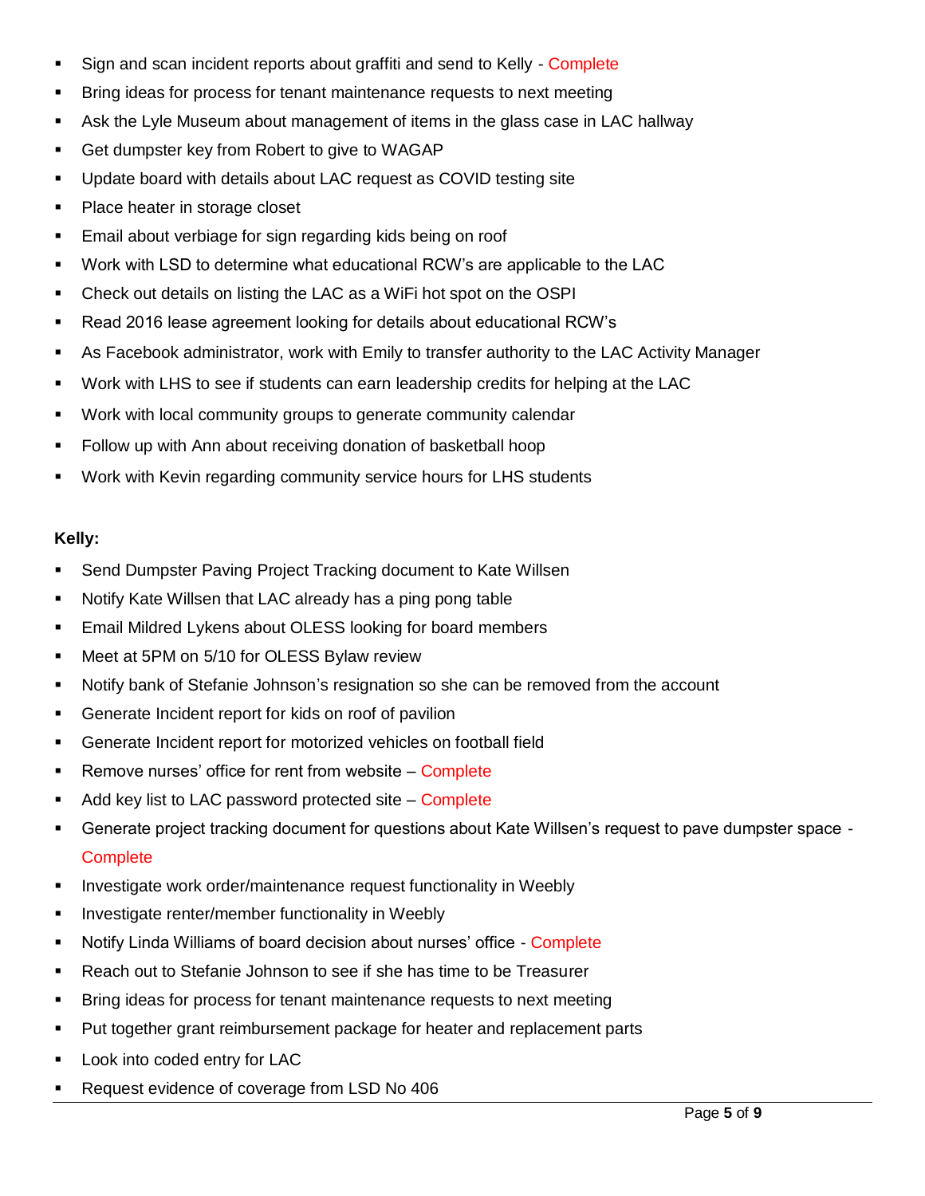- Sign and scan incident reports about graffiti and send to Kelly - Complete
- Bring ideas for process for tenant maintenance requests to next meeting
- Ask the Lyle Museum about management of items in the glass case in LAC hallway
- Get dumpster key from Robert to give to WAGAP
- Update board with details about LAC request as COVID testing site
- Place heater in storage closet
- Email about verbiage for sign regarding kids being on roof
- Work with LSD to determine what educational RCW's are applicable to the LAC
- Check out details on listing the LAC as a WiFi hot spot on the OSPI
- Read 2016 lease agreement looking for details about educational RCW's
- As Facebook administrator, work with Emily to transfer authority to the LAC Activity Manager
- Work with LHS to see if students can earn leadership credits for helping at the LAC
- Work with local community groups to generate community calendar
- Follow up with Ann about receiving donation of basketball hoop
- Work with Kevin regarding community service hours for LHS students

**Kelly:**

- Send Dumpster Paving Project Tracking document to Kate Willsen
- Notify Kate Willsen that LAC already has a ping pong table
- Email Mildred Lykens about OLESS looking for board members
- Meet at 5PM on 5/10 for OLESS Bylaw review
- Notify bank of Stefanie Johnson's resignation so she can be removed from the account
- Generate Incident report for kids on roof of pavilion
- Generate Incident report for motorized vehicles on football field
- Remove nurses' office for rent from website – Complete
- Add key list to LAC password protected site – Complete
- Generate project tracking document for questions about Kate Willsen's request to pave dumpster space - Complete
- Investigate work order/maintenance request functionality in Weebly
- Investigate renter/member functionality in Weebly
- Notify Linda Williams of board decision about nurses' office - Complete
- Reach out to Stefanie Johnson to see if she has time to be Treasurer
- Bring ideas for process for tenant maintenance requests to next meeting
- Put together grant reimbursement package for heater and replacement parts
- Look into coded entry for LAC
- Request evidence of coverage from LSD No 406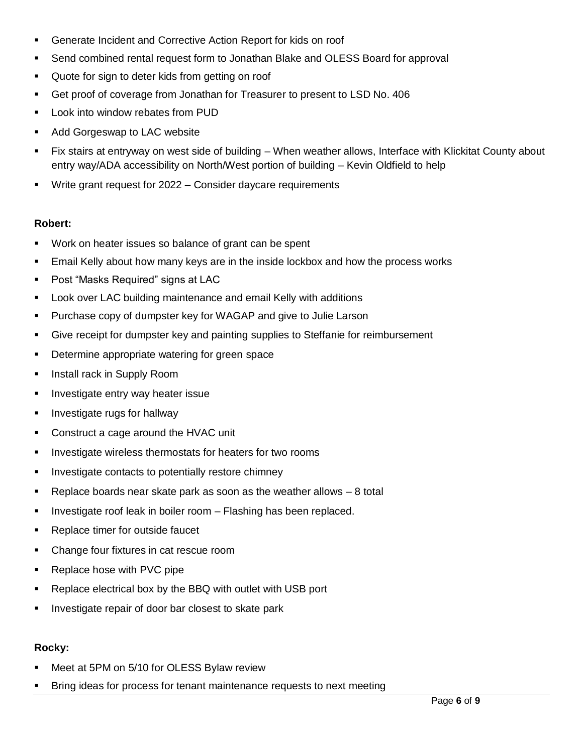- Generate Incident and Corrective Action Report for kids on roof
- Send combined rental request form to Jonathan Blake and OLESS Board for approval
- Quote for sign to deter kids from getting on roof
- Get proof of coverage from Jonathan for Treasurer to present to LSD No. 406
- Look into window rebates from PUD
- Add Gorgeswap to LAC website
- Fix stairs at entryway on west side of building – When weather allows, Interface with Klickitat County about entry way/ADA accessibility on North/West portion of building – Kevin Oldfield to help
- Write grant request for 2022 – Consider daycare requirements

**Robert:**

- Work on heater issues so balance of grant can be spent
- Email Kelly about how many keys are in the inside lockbox and how the process works
- Post "Masks Required" signs at LAC
- Look over LAC building maintenance and email Kelly with additions
- Purchase copy of dumpster key for WAGAP and give to Julie Larson
- Give receipt for dumpster key and painting supplies to Steffanie for reimbursement
- Determine appropriate watering for green space
- Install rack in Supply Room
- Investigate entry way heater issue
- Investigate rugs for hallway
- Construct a cage around the HVAC unit
- Investigate wireless thermostats for heaters for two rooms
- Investigate contacts to potentially restore chimney
- Replace boards near skate park as soon as the weather allows – 8 total
- Investigate roof leak in boiler room – Flashing has been replaced.
- Replace timer for outside faucet
- Change four fixtures in cat rescue room
- Replace hose with PVC pipe
- Replace electrical box by the BBQ with outlet with USB port
- Investigate repair of door bar closest to skate park

**Rocky:**

- Meet at 5PM on 5/10 for OLESS Bylaw review
- Bring ideas for process for tenant maintenance requests to next meeting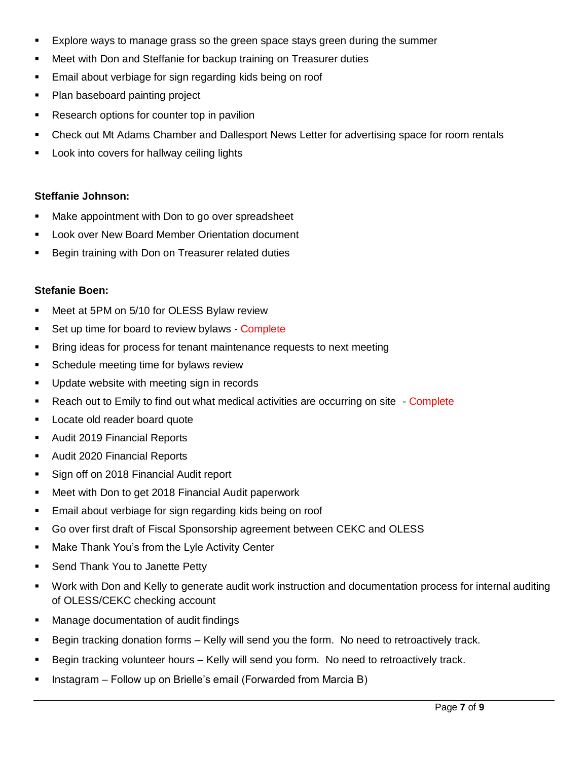- Explore ways to manage grass so the green space stays green during the summer
- Meet with Don and Steffanie for backup training on Treasurer duties
- Email about verbiage for sign regarding kids being on roof
- Plan baseboard painting project
- Research options for counter top in pavilion
- Check out Mt Adams Chamber and Dallesport News Letter for advertising space for room rentals
- Look into covers for hallway ceiling lights

**Steffanie Johnson:**

- Make appointment with Don to go over spreadsheet
- Look over New Board Member Orientation document
- Begin training with Don on Treasurer related duties

**Stefanie Boen:**

- Meet at 5PM on 5/10 for OLESS Bylaw review
- Set up time for board to review bylaws - Complete
- Bring ideas for process for tenant maintenance requests to next meeting
- Schedule meeting time for bylaws review
- Update website with meeting sign in records
- Reach out to Emily to find out what medical activities are occurring on site - Complete
- Locate old reader board quote
- Audit 2019 Financial Reports
- Audit 2020 Financial Reports
- Sign off on 2018 Financial Audit report
- Meet with Don to get 2018 Financial Audit paperwork
- Email about verbiage for sign regarding kids being on roof
- Go over first draft of Fiscal Sponsorship agreement between CEKC and OLESS
- Make Thank You's from the Lyle Activity Center
- Send Thank You to Janette Petty
- Work with Don and Kelly to generate audit work instruction and documentation process for internal auditing of OLESS/CEKC checking account
- Manage documentation of audit findings
- Begin tracking donation forms – Kelly will send you the form. No need to retroactively track.
- Begin tracking volunteer hours – Kelly will send you form. No need to retroactively track.
- Instagram – Follow up on Brielle's email (Forwarded from Marcia B)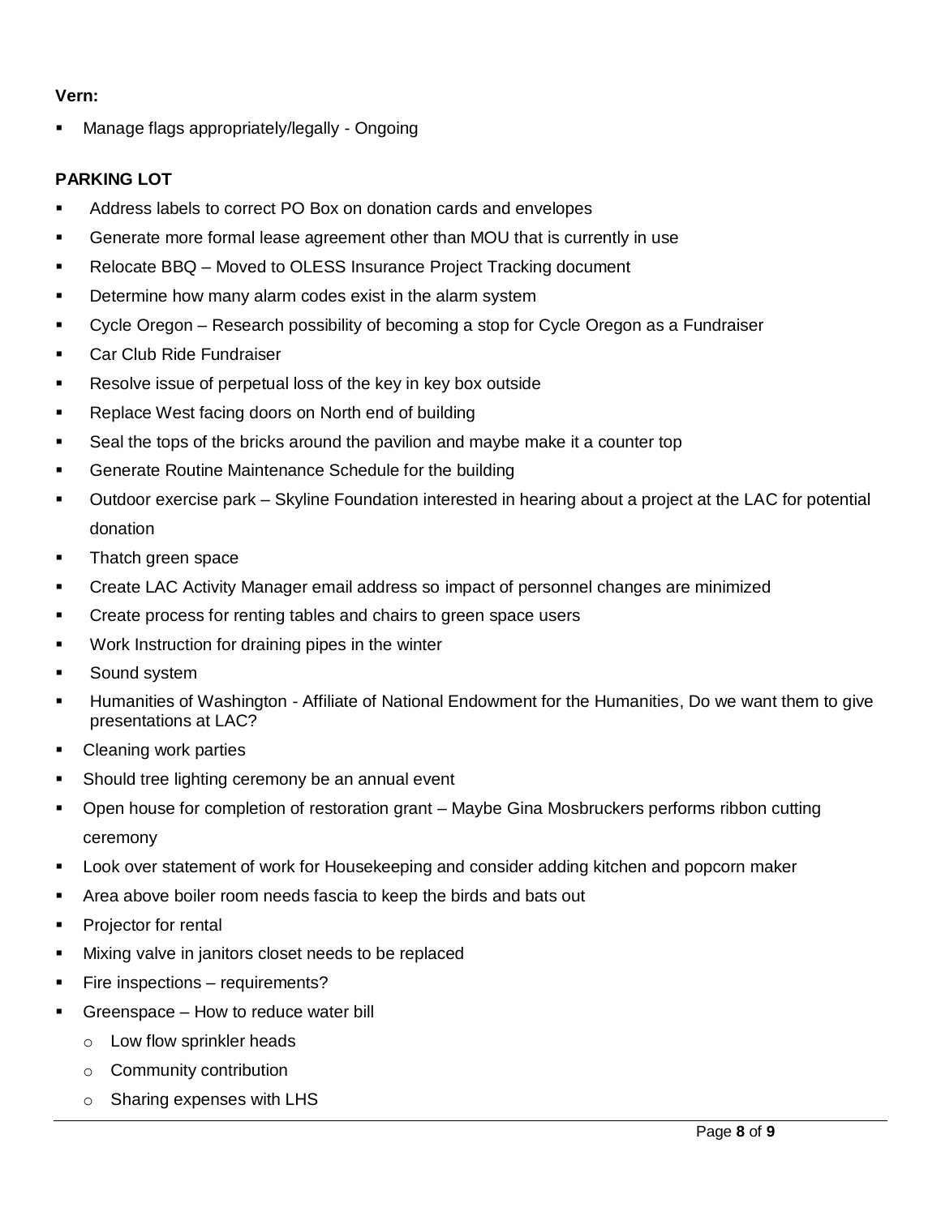**Vern:**

- Manage flags appropriately/legally - Ongoing

**PARKING LOT**

- Address labels to correct PO Box on donation cards and envelopes
- Generate more formal lease agreement other than MOU that is currently in use
- Relocate BBQ – Moved to OLESS Insurance Project Tracking document
- Determine how many alarm codes exist in the alarm system
- Cycle Oregon – Research possibility of becoming a stop for Cycle Oregon as a Fundraiser
- Car Club Ride Fundraiser
- Resolve issue of perpetual loss of the key in key box outside
- Replace West facing doors on North end of building
- Seal the tops of the bricks around the pavilion and maybe make it a counter top
- Generate Routine Maintenance Schedule for the building
- Outdoor exercise park – Skyline Foundation interested in hearing about a project at the LAC for potential donation
- Thatch green space
- Create LAC Activity Manager email address so impact of personnel changes are minimized
- Create process for renting tables and chairs to green space users
- Work Instruction for draining pipes in the winter
- Sound system
- Humanities of Washington - Affiliate of National Endowment for the Humanities, Do we want them to give presentations at LAC?
- Cleaning work parties
- Should tree lighting ceremony be an annual event
- Open house for completion of restoration grant – Maybe Gina Mosbruckers performs ribbon cutting ceremony
- Look over statement of work for Housekeeping and consider adding kitchen and popcorn maker
- Area above boiler room needs fascia to keep the birds and bats out
- Projector for rental
- Mixing valve in janitors closet needs to be replaced
- Fire inspections – requirements?
- Greenspace – How to reduce water bill
  - Low flow sprinkler heads
  - Community contribution
  - Sharing expenses with LHS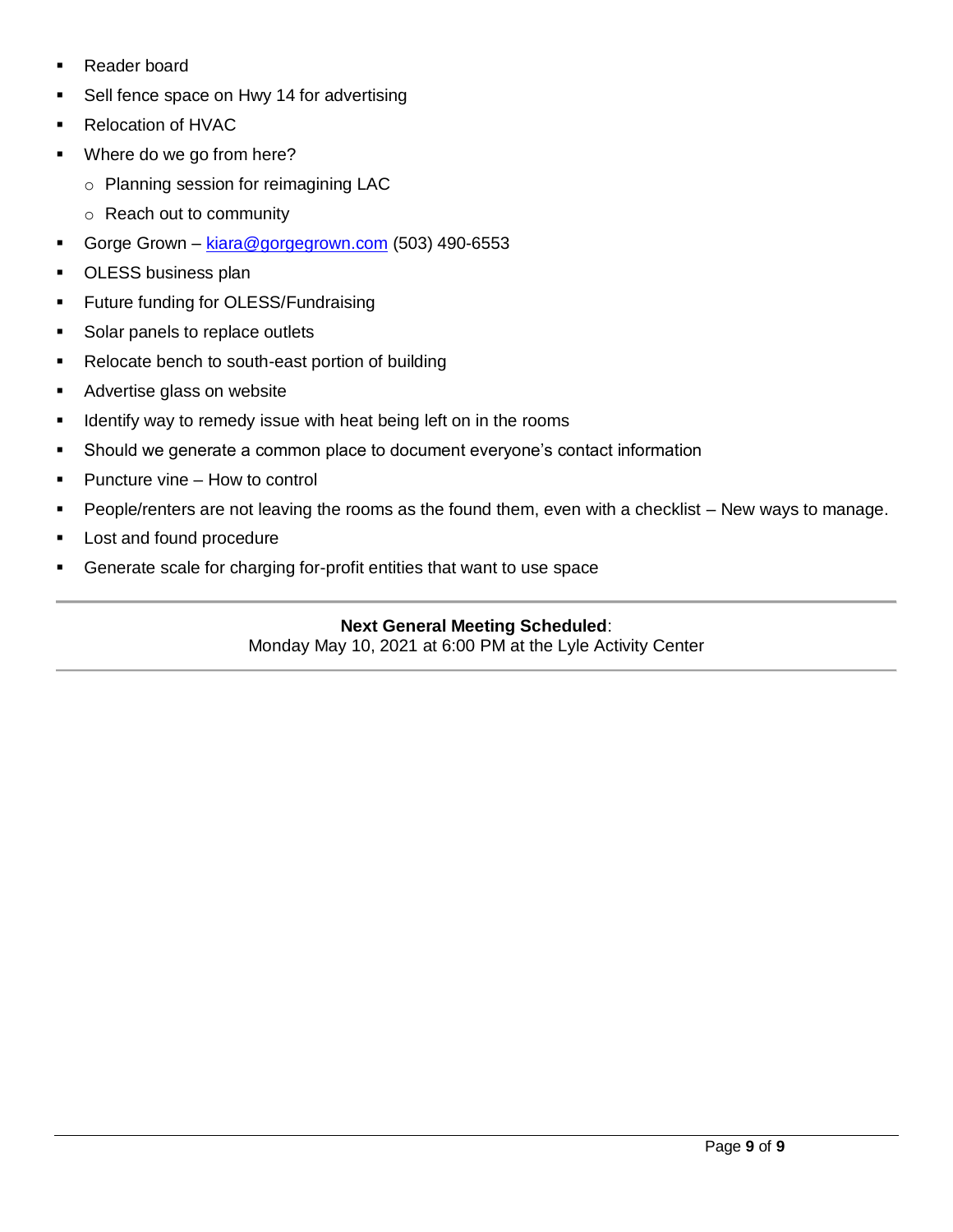- Reader board
- Sell fence space on Hwy 14 for advertising
- Relocation of HVAC
- Where do we go from here?
  - Planning session for reimagining LAC
  - Reach out to community
- Gorge Grown – kiara@gorgegrown.com (503) 490-6553
- OLESS business plan
- Future funding for OLESS/Fundraising
- Solar panels to replace outlets
- Relocate bench to south-east portion of building
- Advertise glass on website
- Identify way to remedy issue with heat being left on in the rooms
- Should we generate a common place to document everyone's contact information
- Puncture vine – How to control
- People/renters are not leaving the rooms as the found them, even with a checklist – New ways to manage.
- Lost and found procedure
- Generate scale for charging for-profit entities that want to use space

---

**Next General Meeting Scheduled**:
Monday May 10, 2021 at 6:00 PM at the Lyle Activity Center

---